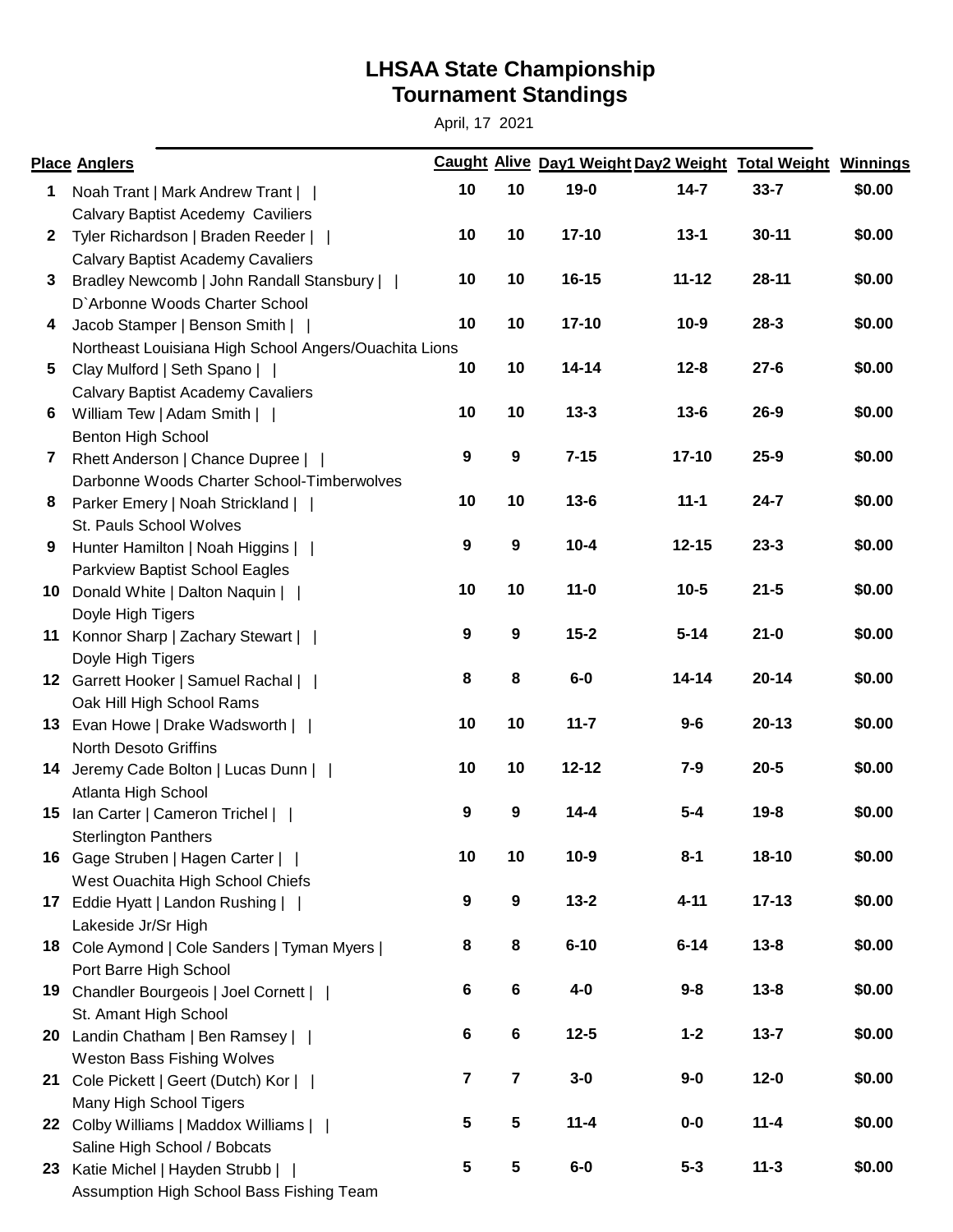# LHSAA State Championship
## Tournament Standings

April, 17 2021

| Place | Anglers | Caught | Alive | Day1 Weight | Day2 Weight | Total Weight | Winnings |
|---|---|---|---|---|---|---|---|
| 1 | Noah Trant \| Mark Andrew Trant \| \| Calvary Baptist Acedemy Caviliers | 10 | 10 | 19-0 | 14-7 | 33-7 | $0.00 |
| 2 | Tyler Richardson \| Braden Reeder \| \| Calvary Baptist Academy Cavaliers | 10 | 10 | 17-10 | 13-1 | 30-11 | $0.00 |
| 3 | Bradley Newcomb \| John Randall Stansbury \| \| D`Arbonne Woods Charter School | 10 | 10 | 16-15 | 11-12 | 28-11 | $0.00 |
| 4 | Jacob Stamper \| Benson Smith \| \| Northeast Louisiana High School Angers/Ouachita Lions | 10 | 10 | 17-10 | 10-9 | 28-3 | $0.00 |
| 5 | Clay Mulford \| Seth Spano \| \| Calvary Baptist Academy Cavaliers | 10 | 10 | 14-14 | 12-8 | 27-6 | $0.00 |
| 6 | William Tew \| Adam Smith \| \| Benton High School | 10 | 10 | 13-3 | 13-6 | 26-9 | $0.00 |
| 7 | Rhett Anderson \| Chance Dupree \| \| Darbonne Woods Charter School-Timberwolves | 9 | 9 | 7-15 | 17-10 | 25-9 | $0.00 |
| 8 | Parker Emery \| Noah Strickland \| \| St. Pauls School Wolves | 10 | 10 | 13-6 | 11-1 | 24-7 | $0.00 |
| 9 | Hunter Hamilton \| Noah Higgins \| \| Parkview Baptist School Eagles | 9 | 9 | 10-4 | 12-15 | 23-3 | $0.00 |
| 10 | Donald White \| Dalton Naquin \| \| Doyle High Tigers | 10 | 10 | 11-0 | 10-5 | 21-5 | $0.00 |
| 11 | Konnor Sharp \| Zachary Stewart \| \| Doyle High Tigers | 9 | 9 | 15-2 | 5-14 | 21-0 | $0.00 |
| 12 | Garrett Hooker \| Samuel Rachal \| \| Oak Hill High School Rams | 8 | 8 | 6-0 | 14-14 | 20-14 | $0.00 |
| 13 | Evan Howe \| Drake Wadsworth \| \| North Desoto Griffins | 10 | 10 | 11-7 | 9-6 | 20-13 | $0.00 |
| 14 | Jeremy Cade Bolton \| Lucas Dunn \| \| Atlanta High School | 10 | 10 | 12-12 | 7-9 | 20-5 | $0.00 |
| 15 | Ian Carter \| Cameron Trichel \| \| Sterlington Panthers | 9 | 9 | 14-4 | 5-4 | 19-8 | $0.00 |
| 16 | Gage Struben \| Hagen Carter \| \| West Ouachita High School Chiefs | 10 | 10 | 10-9 | 8-1 | 18-10 | $0.00 |
| 17 | Eddie Hyatt \| Landon Rushing \| \| Lakeside Jr/Sr High | 9 | 9 | 13-2 | 4-11 | 17-13 | $0.00 |
| 18 | Cole Aymond \| Cole Sanders \| Tyman Myers \| Port Barre High School | 8 | 8 | 6-10 | 6-14 | 13-8 | $0.00 |
| 19 | Chandler Bourgeois \| Joel Cornett \| \| St. Amant High School | 6 | 6 | 4-0 | 9-8 | 13-8 | $0.00 |
| 20 | Landin Chatham \| Ben Ramsey \| \| Weston Bass Fishing Wolves | 6 | 6 | 12-5 | 1-2 | 13-7 | $0.00 |
| 21 | Cole Pickett \| Geert (Dutch) Kor \| \| Many High School Tigers | 7 | 7 | 3-0 | 9-0 | 12-0 | $0.00 |
| 22 | Colby Williams \| Maddox Williams \| \| Saline High School / Bobcats | 5 | 5 | 11-4 | 0-0 | 11-4 | $0.00 |
| 23 | Katie Michel \| Hayden Strubb \| \| Assumption High School Bass Fishing Team | 5 | 5 | 6-0 | 5-3 | 11-3 | $0.00 |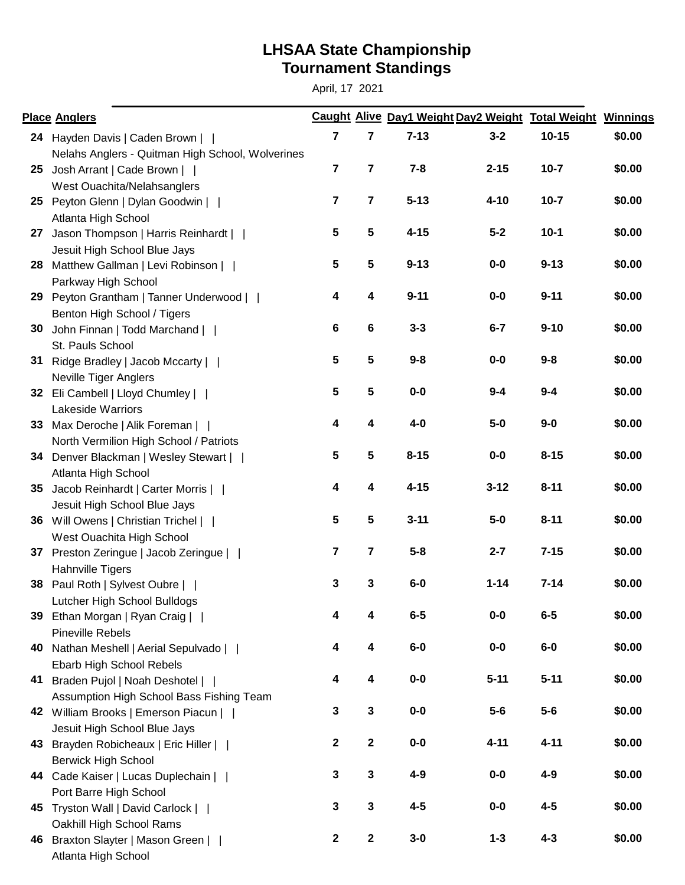## LHSAA State Championship
## Tournament Standings

April, 17 2021

| Place | Anglers | Caught | Alive | Day1 Weight | Day2 Weight | Total Weight | Winnings |
|---|---|---|---|---|---|---|---|
| 24 | Hayden Davis \| Caden Brown \| \|<br>Nelahs Anglers - Quitman High School, Wolverines | 7 | 7 | 7-13 | 3-2 | 10-15 | $0.00 |
| 25 | Josh Arrant \| Cade Brown \| \|<br>West Ouachita/Nelahsanglers | 7 | 7 | 7-8 | 2-15 | 10-7 | $0.00 |
| 25 | Peyton Glenn \| Dylan Goodwin \| \|<br>Atlanta High School | 7 | 7 | 5-13 | 4-10 | 10-7 | $0.00 |
| 27 | Jason Thompson \| Harris Reinhardt \| \|<br>Jesuit High School Blue Jays | 5 | 5 | 4-15 | 5-2 | 10-1 | $0.00 |
| 28 | Matthew Gallman \| Levi Robinson \| \|<br>Parkway High School | 5 | 5 | 9-13 | 0-0 | 9-13 | $0.00 |
| 29 | Peyton Grantham \| Tanner Underwood \| \|<br>Benton High School / Tigers | 4 | 4 | 9-11 | 0-0 | 9-11 | $0.00 |
| 30 | John Finnan \| Todd Marchand \| \|<br>St. Pauls School | 6 | 6 | 3-3 | 6-7 | 9-10 | $0.00 |
| 31 | Ridge Bradley \| Jacob Mccarty \| \|<br>Neville Tiger Anglers | 5 | 5 | 9-8 | 0-0 | 9-8 | $0.00 |
| 32 | Eli Cambell \| Lloyd Chumley \| \|<br>Lakeside Warriors | 5 | 5 | 0-0 | 9-4 | 9-4 | $0.00 |
| 33 | Max Deroche \| Alik Foreman \| \|<br>North Vermilion High School / Patriots | 4 | 4 | 4-0 | 5-0 | 9-0 | $0.00 |
| 34 | Denver Blackman \| Wesley Stewart \| \|<br>Atlanta High School | 5 | 5 | 8-15 | 0-0 | 8-15 | $0.00 |
| 35 | Jacob Reinhardt \| Carter Morris \| \|<br>Jesuit High School Blue Jays | 4 | 4 | 4-15 | 3-12 | 8-11 | $0.00 |
| 36 | Will Owens \| Christian Trichel \| \|<br>West Ouachita High School | 5 | 5 | 3-11 | 5-0 | 8-11 | $0.00 |
| 37 | Preston Zeringue \| Jacob Zeringue \| \|<br>Hahnville Tigers | 7 | 7 | 5-8 | 2-7 | 7-15 | $0.00 |
| 38 | Paul Roth \| Sylvest Oubre \| \|<br>Lutcher High School Bulldogs | 3 | 3 | 6-0 | 1-14 | 7-14 | $0.00 |
| 39 | Ethan Morgan \| Ryan Craig \| \|<br>Pineville Rebels | 4 | 4 | 6-5 | 0-0 | 6-5 | $0.00 |
| 40 | Nathan Meshell \| Aerial Sepulvado \| \|<br>Ebarb High School Rebels | 4 | 4 | 6-0 | 0-0 | 6-0 | $0.00 |
| 41 | Braden Pujol \| Noah Deshotel \| \|<br>Assumption High School Bass Fishing Team | 4 | 4 | 0-0 | 5-11 | 5-11 | $0.00 |
| 42 | William Brooks \| Emerson Piacun \| \|<br>Jesuit High School Blue Jays | 3 | 3 | 0-0 | 5-6 | 5-6 | $0.00 |
| 43 | Brayden Robicheaux \| Eric Hiller \| \|<br>Berwick High School | 2 | 2 | 0-0 | 4-11 | 4-11 | $0.00 |
| 44 | Cade Kaiser \| Lucas Duplechain \| \|<br>Port Barre High School | 3 | 3 | 4-9 | 0-0 | 4-9 | $0.00 |
| 45 | Tryston Wall \| David Carlock \| \|<br>Oakhill High School Rams | 3 | 3 | 4-5 | 0-0 | 4-5 | $0.00 |
| 46 | Braxton Slayter \| Mason Green \| \|<br>Atlanta High School | 2 | 2 | 3-0 | 1-3 | 4-3 | $0.00 |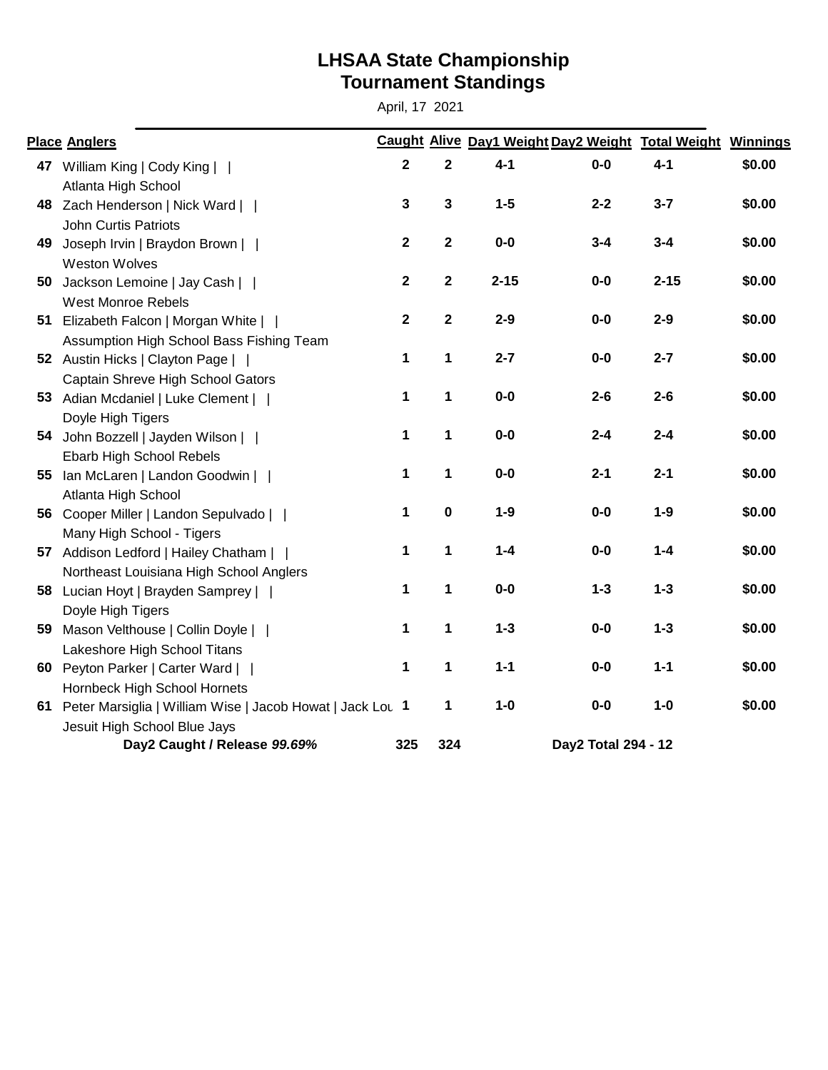# LHSAA State Championship
## Tournament Standings

April, 17 2021

| Place | Anglers | Caught | Alive | Day1 Weight | Day2 Weight | Total Weight | Winnings |
|---|---|---|---|---|---|---|---|
| 47 | William King \| Cody King \| \|<br>Atlanta High School | 2 | 2 | 4-1 | 0-0 | 4-1 | $0.00 |
| 48 | Zach Henderson \| Nick Ward \| \|<br>John Curtis Patriots | 3 | 3 | 1-5 | 2-2 | 3-7 | $0.00 |
| 49 | Joseph Irvin \| Braydon Brown \| \|<br>Weston Wolves | 2 | 2 | 0-0 | 3-4 | 3-4 | $0.00 |
| 50 | Jackson Lemoine \| Jay Cash \| \|<br>West Monroe Rebels | 2 | 2 | 2-15 | 0-0 | 2-15 | $0.00 |
| 51 | Elizabeth Falcon \| Morgan White \| \|<br>Assumption High School Bass Fishing Team | 2 | 2 | 2-9 | 0-0 | 2-9 | $0.00 |
| 52 | Austin Hicks \| Clayton Page \| \|<br>Captain Shreve High School Gators | 1 | 1 | 2-7 | 0-0 | 2-7 | $0.00 |
| 53 | Adian Mcdaniel \| Luke Clement \| \|<br>Doyle High Tigers | 1 | 1 | 0-0 | 2-6 | 2-6 | $0.00 |
| 54 | John Bozzell \| Jayden Wilson \| \|<br>Ebarb High School Rebels | 1 | 1 | 0-0 | 2-4 | 2-4 | $0.00 |
| 55 | Ian McLaren \| Landon Goodwin \| \|<br>Atlanta High School | 1 | 1 | 0-0 | 2-1 | 2-1 | $0.00 |
| 56 | Cooper Miller \| Landon Sepulvado \| \|<br>Many High School - Tigers | 1 | 0 | 1-9 | 0-0 | 1-9 | $0.00 |
| 57 | Addison Ledford \| Hailey Chatham \| \|<br>Northeast Louisiana High School Anglers | 1 | 1 | 1-4 | 0-0 | 1-4 | $0.00 |
| 58 | Lucian Hoyt \| Brayden Samprey \| \|<br>Doyle High Tigers | 1 | 1 | 0-0 | 1-3 | 1-3 | $0.00 |
| 59 | Mason Velthouse \| Collin Doyle \| \|<br>Lakeshore High School Titans | 1 | 1 | 1-3 | 0-0 | 1-3 | $0.00 |
| 60 | Peyton Parker \| Carter Ward \| \|<br>Hornbeck High School Hornets | 1 | 1 | 1-1 | 0-0 | 1-1 | $0.00 |
| 61 | Peter Marsiglia \| William Wise \| Jacob Howat \| Jack Lou<br>Jesuit High School Blue Jays | 1 | 1 | 1-0 | 0-0 | 1-0 | $0.00 |
| | **Day2 Caught / Release *99.69%*** | **325** | **324** | | **Day2 Total 294 - 12** | | |